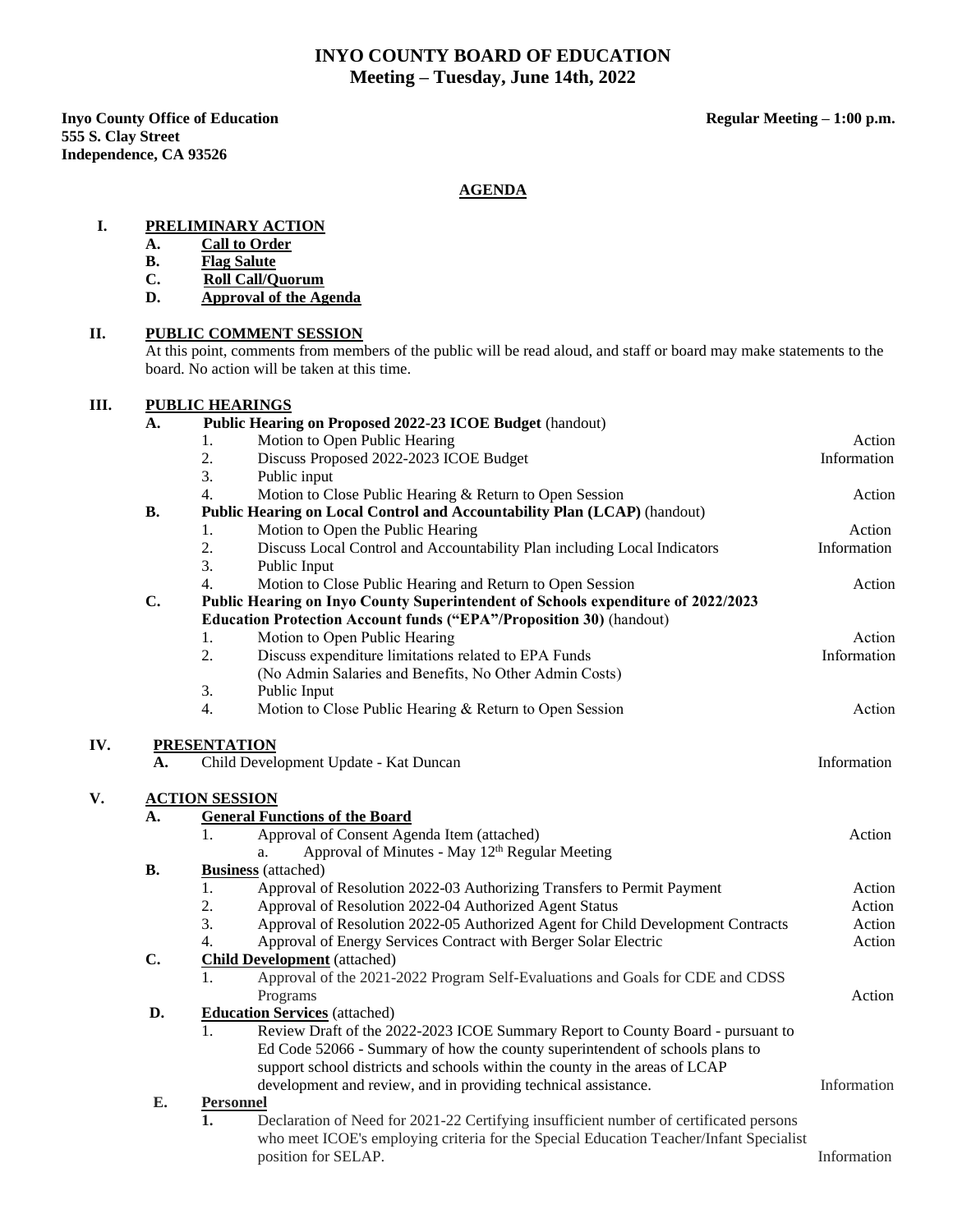# INYO COUNTY BOARD OF EDUCATION
## Meeting – Tuesday, June 14th, 2022

**Inyo County Office of Education**
**555 S. Clay Street**
**Independence, CA 93526**

**Regular Meeting – 1:00 p.m.**

## AGENDA

**I. PRELIMINARY ACTION**

- **A. Call to Order**
- **B. Flag Salute**
- **C. Roll Call/Quorum**
- **D. Approval of the Agenda**

**II. PUBLIC COMMENT SESSION**

At this point, comments from members of the public will be read aloud, and staff or board may make statements to the board. No action will be taken at this time.

**III. PUBLIC HEARINGS**

**A. Public Hearing on Proposed 2022-23 ICOE Budget** (handout)

1. Motion to Open Public Hearing — Action
2. Discuss Proposed 2022-2023 ICOE Budget — Information
3. Public input
4. Motion to Close Public Hearing & Return to Open Session — Action

**B. Public Hearing on Local Control and Accountability Plan (LCAP)** (handout)

1. Motion to Open the Public Hearing — Action
2. Discuss Local Control and Accountability Plan including Local Indicators — Information
3. Public Input
4. Motion to Close Public Hearing and Return to Open Session — Action

**C. Public Hearing on Inyo County Superintendent of Schools expenditure of 2022/2023 Education Protection Account funds ("EPA"/Proposition 30)** (handout)

1. Motion to Open Public Hearing — Action
2. Discuss expenditure limitations related to EPA Funds (No Admin Salaries and Benefits, No Other Admin Costs) — Information
3. Public Input
4. Motion to Close Public Hearing & Return to Open Session — Action

**IV. PRESENTATION**

**A.** Child Development Update - Kat Duncan — Information

**V. ACTION SESSION**

**A. General Functions of the Board**

1. Approval of Consent Agenda Item (attached) — Action
   a. Approval of Minutes - May 12th Regular Meeting

**B. Business** (attached)

1. Approval of Resolution 2022-03 Authorizing Transfers to Permit Payment — Action
2. Approval of Resolution 2022-04 Authorized Agent Status — Action
3. Approval of Resolution 2022-05 Authorized Agent for Child Development Contracts — Action
4. Approval of Energy Services Contract with Berger Solar Electric — Action

**C. Child Development** (attached)

1. Approval of the 2021-2022 Program Self-Evaluations and Goals for CDE and CDSS Programs — Action

**D. Education Services** (attached)

1. Review Draft of the 2022-2023 ICOE Summary Report to County Board - pursuant to Ed Code 52066 - Summary of how the county superintendent of schools plans to support school districts and schools within the county in the areas of LCAP development and review, and in providing technical assistance. — Information

**E. Personnel**

**1.** Declaration of Need for 2021-22 Certifying insufficient number of certificated persons who meet ICOE's employing criteria for the Special Education Teacher/Infant Specialist position for SELAP. — Information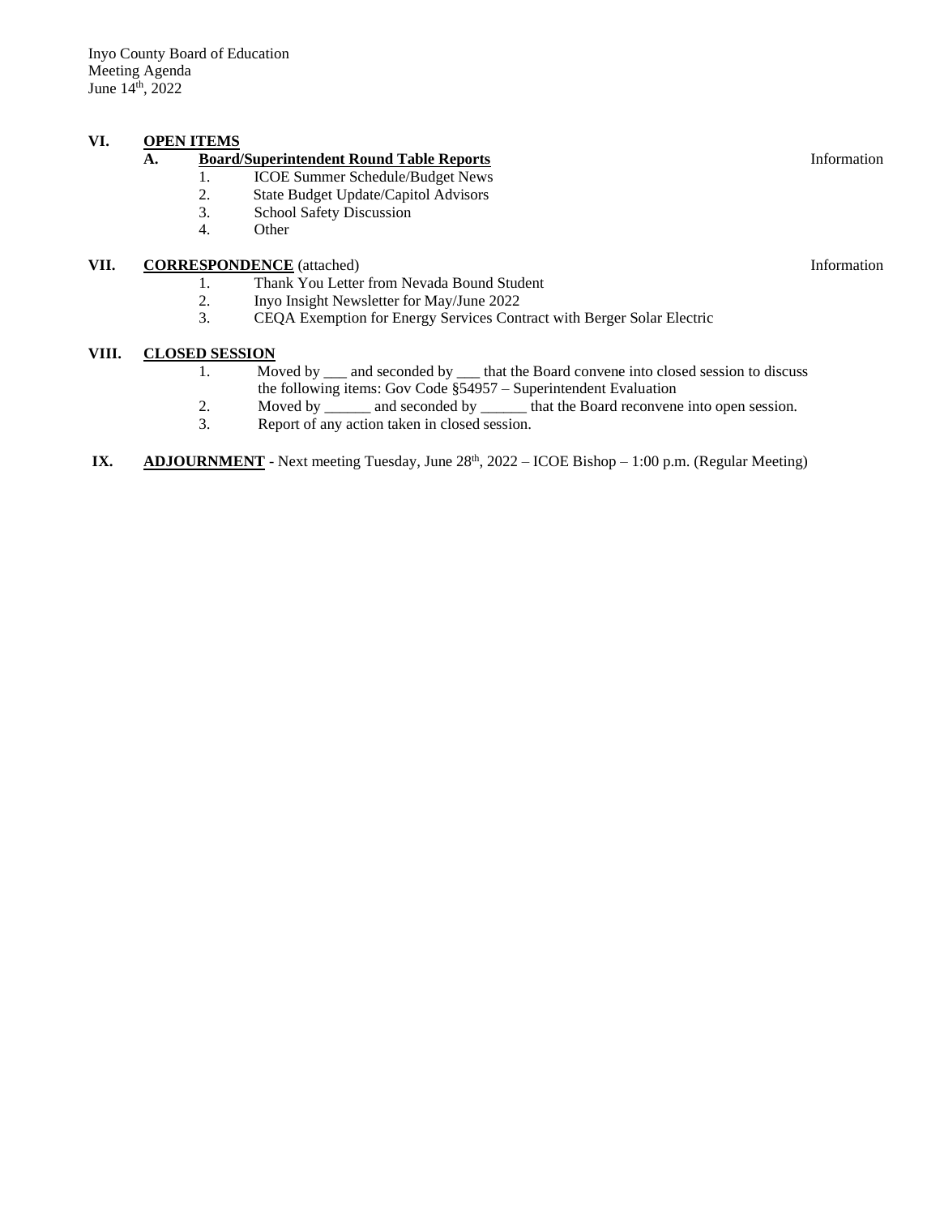**VI. OPEN ITEMS**

**A. Board/Superintendent Round Table Reports** — Information

1. ICOE Summer Schedule/Budget News
2. State Budget Update/Capitol Advisors
3. School Safety Discussion
4. Other

**VII. CORRESPONDENCE** (attached) — Information

1. Thank You Letter from Nevada Bound Student
2. Inyo Insight Newsletter for May/June 2022
3. CEQA Exemption for Energy Services Contract with Berger Solar Electric

**VIII. CLOSED SESSION**

1. Moved by ___ and seconded by ___ that the Board convene into closed session to discuss the following items: Gov Code §54957 – Superintendent Evaluation
2. Moved by ______ and seconded by ______ that the Board reconvene into open session.
3. Report of any action taken in closed session.

**IX. ADJOURNMENT** - Next meeting Tuesday, June 28th, 2022 – ICOE Bishop – 1:00 p.m. (Regular Meeting)